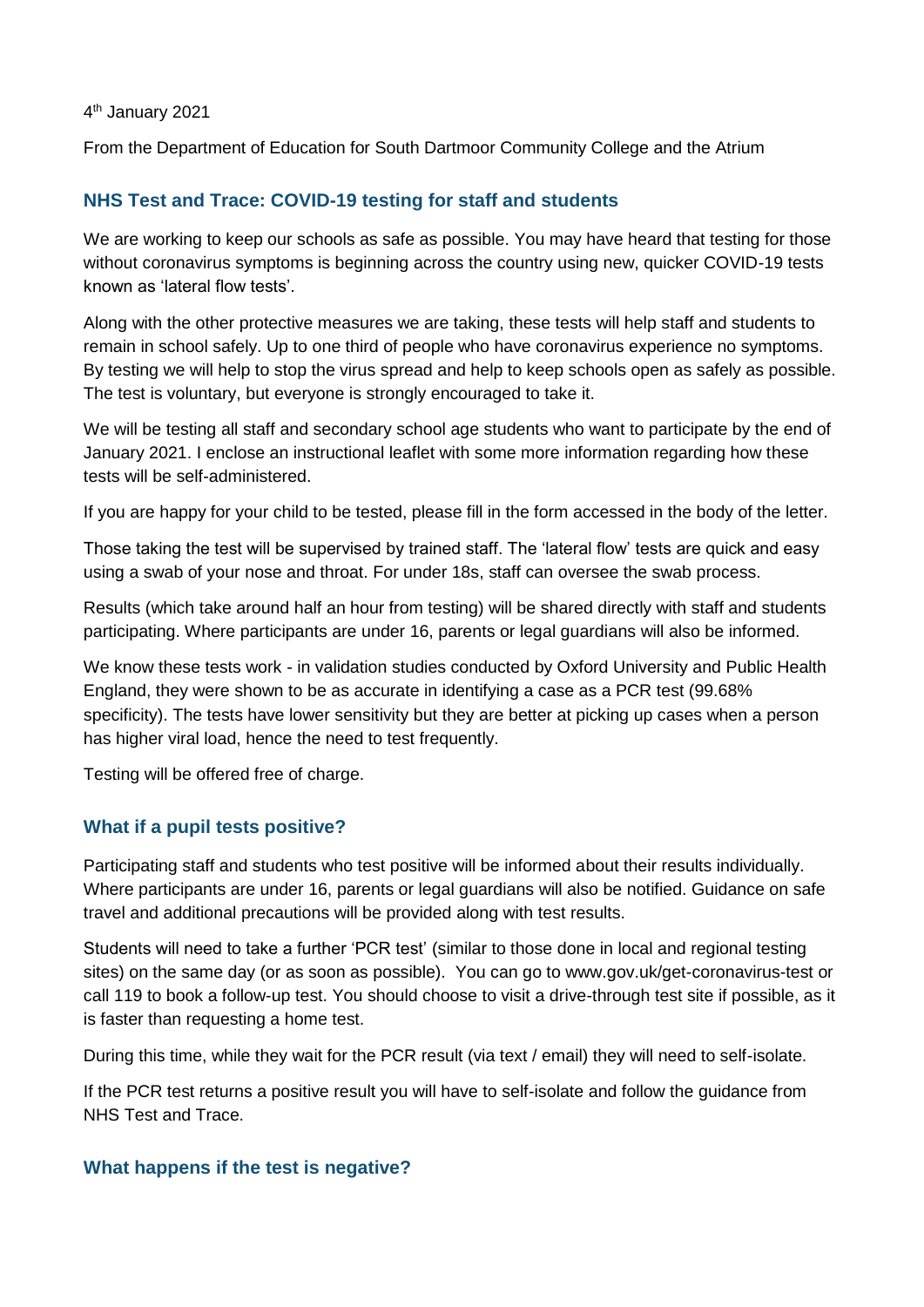4th January 2021

From the Department of Education for South Dartmoor Community College and the Atrium

## NHS Test and Trace: COVID-19 testing for staff and students

We are working to keep our schools as safe as possible. You may have heard that testing for those without coronavirus symptoms is beginning across the country using new, quicker COVID-19 tests known as 'lateral flow tests'.

Along with the other protective measures we are taking, these tests will help staff and students to remain in school safely. Up to one third of people who have coronavirus experience no symptoms. By testing we will help to stop the virus spread and help to keep schools open as safely as possible. The test is voluntary, but everyone is strongly encouraged to take it.

We will be testing all staff and secondary school age students who want to participate by the end of January 2021. I enclose an instructional leaflet with some more information regarding how these tests will be self-administered.

If you are happy for your child to be tested, please fill in the form accessed in the body of the letter.

Those taking the test will be supervised by trained staff. The 'lateral flow' tests are quick and easy using a swab of your nose and throat. For under 18s, staff can oversee the swab process.

Results (which take around half an hour from testing) will be shared directly with staff and students participating. Where participants are under 16, parents or legal guardians will also be informed.

We know these tests work - in validation studies conducted by Oxford University and Public Health England, they were shown to be as accurate in identifying a case as a PCR test (99.68% specificity). The tests have lower sensitivity but they are better at picking up cases when a person has higher viral load, hence the need to test frequently.

Testing will be offered free of charge.

## What if a pupil tests positive?

Participating staff and students who test positive will be informed about their results individually. Where participants are under 16, parents or legal guardians will also be notified. Guidance on safe travel and additional precautions will be provided along with test results.

Students will need to take a further 'PCR test' (similar to those done in local and regional testing sites) on the same day (or as soon as possible). You can go to www.gov.uk/get-coronavirus-test or call 119 to book a follow-up test. You should choose to visit a drive-through test site if possible, as it is faster than requesting a home test.

During this time, while they wait for the PCR result (via text / email) they will need to self-isolate.

If the PCR test returns a positive result you will have to self-isolate and follow the guidance from NHS Test and Trace.

## What happens if the test is negative?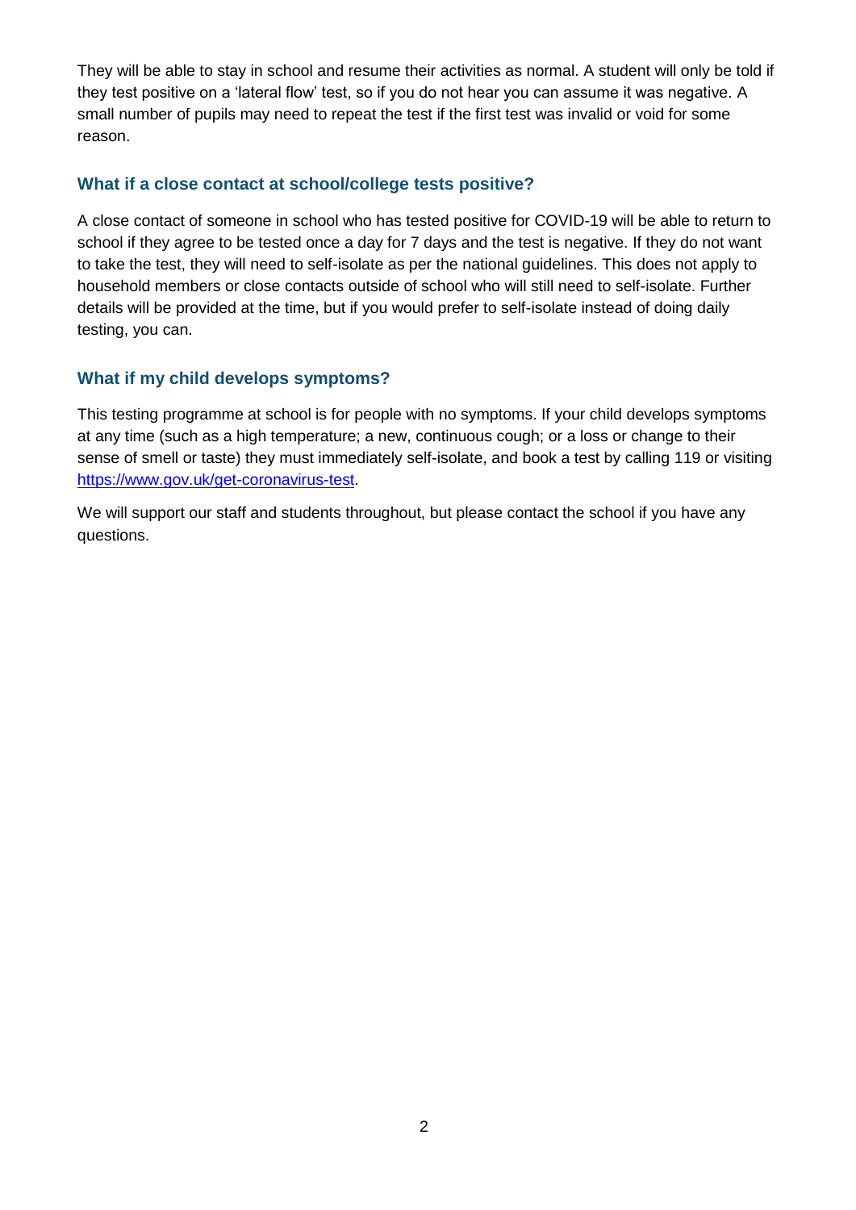They will be able to stay in school and resume their activities as normal. A student will only be told if they test positive on a 'lateral flow' test, so if you do not hear you can assume it was negative. A small number of pupils may need to repeat the test if the first test was invalid or void for some reason.

### What if a close contact at school/college tests positive?

A close contact of someone in school who has tested positive for COVID-19 will be able to return to school if they agree to be tested once a day for 7 days and the test is negative. If they do not want to take the test, they will need to self-isolate as per the national guidelines. This does not apply to household members or close contacts outside of school who will still need to self-isolate. Further details will be provided at the time, but if you would prefer to self-isolate instead of doing daily testing, you can.

### What if my child develops symptoms?

This testing programme at school is for people with no symptoms. If your child develops symptoms at any time (such as a high temperature; a new, continuous cough; or a loss or change to their sense of smell or taste) they must immediately self-isolate, and book a test by calling 119 or visiting [https://www.gov.uk/get-coronavirus-test](https://www.gov.uk/get-coronavirus-test).

We will support our staff and students throughout, but please contact the school if you have any questions.